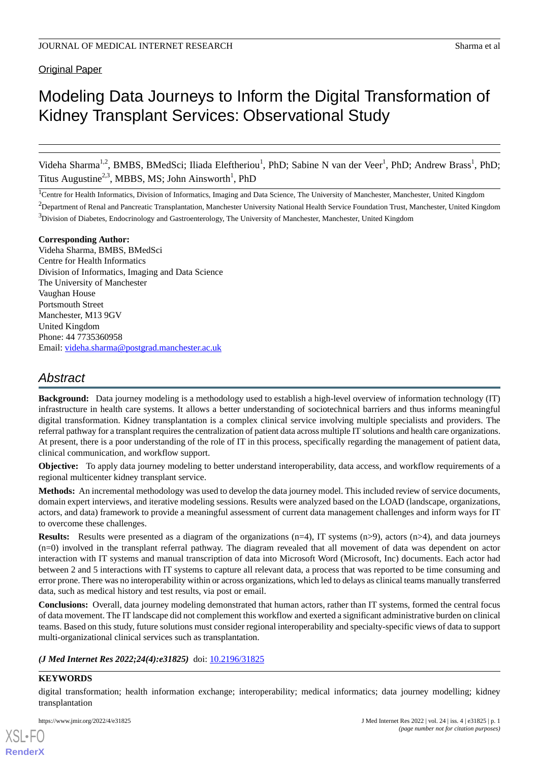Original Paper

# Modeling Data Journeys to Inform the Digital Transformation of Kidney Transplant Services: Observational Study

Videha Sharma[1,2], BMBS, BMedSci; Iliada Eleftheriou[1], PhD; Sabine N van der Veer[1], PhD; Andrew Brass[1], PhD; Titus Augustine[2,3], MBBS, MS; John Ainsworth[1], PhD

[1]Centre for Health Informatics, Division of Informatics, Imaging and Data Science, The University of Manchester, Manchester, United Kingdom

[2]Department of Renal and Pancreatic Transplantation, Manchester University National Health Service Foundation Trust, Manchester, United Kingdom

[3]Division of Diabetes, Endocrinology and Gastroenterology, The University of Manchester, Manchester, United Kingdom

**Corresponding Author:**
Videha Sharma, BMBS, BMedSci
Centre for Health Informatics
Division of Informatics, Imaging and Data Science
The University of Manchester
Vaughan House
Portsmouth Street
Manchester, M13 9GV
United Kingdom
Phone: 44 7735360958
Email: videha.sharma@postgrad.manchester.ac.uk

## Abstract

**Background:** Data journey modeling is a methodology used to establish a high-level overview of information technology (IT) infrastructure in health care systems. It allows a better understanding of sociotechnical barriers and thus informs meaningful digital transformation. Kidney transplantation is a complex clinical service involving multiple specialists and providers. The referral pathway for a transplant requires the centralization of patient data across multiple IT solutions and health care organizations. At present, there is a poor understanding of the role of IT in this process, specifically regarding the management of patient data, clinical communication, and workflow support.

**Objective:** To apply data journey modeling to better understand interoperability, data access, and workflow requirements of a regional multicenter kidney transplant service.

**Methods:** An incremental methodology was used to develop the data journey model. This included review of service documents, domain expert interviews, and iterative modeling sessions. Results were analyzed based on the LOAD (landscape, organizations, actors, and data) framework to provide a meaningful assessment of current data management challenges and inform ways for IT to overcome these challenges.

**Results:** Results were presented as a diagram of the organizations (n=4), IT systems (n>9), actors (n>4), and data journeys (n=0) involved in the transplant referral pathway. The diagram revealed that all movement of data was dependent on actor interaction with IT systems and manual transcription of data into Microsoft Word (Microsoft, Inc) documents. Each actor had between 2 and 5 interactions with IT systems to capture all relevant data, a process that was reported to be time consuming and error prone. There was no interoperability within or across organizations, which led to delays as clinical teams manually transferred data, such as medical history and test results, via post or email.

**Conclusions:** Overall, data journey modeling demonstrated that human actors, rather than IT systems, formed the central focus of data movement. The IT landscape did not complement this workflow and exerted a significant administrative burden on clinical teams. Based on this study, future solutions must consider regional interoperability and specialty-specific views of data to support multi-organizational clinical services such as transplantation.

***(J Med Internet Res 2022;24(4):e31825)*** doi: 10.2196/31825

**KEYWORDS**

digital transformation; health information exchange; interoperability; medical informatics; data journey modelling; kidney transplantation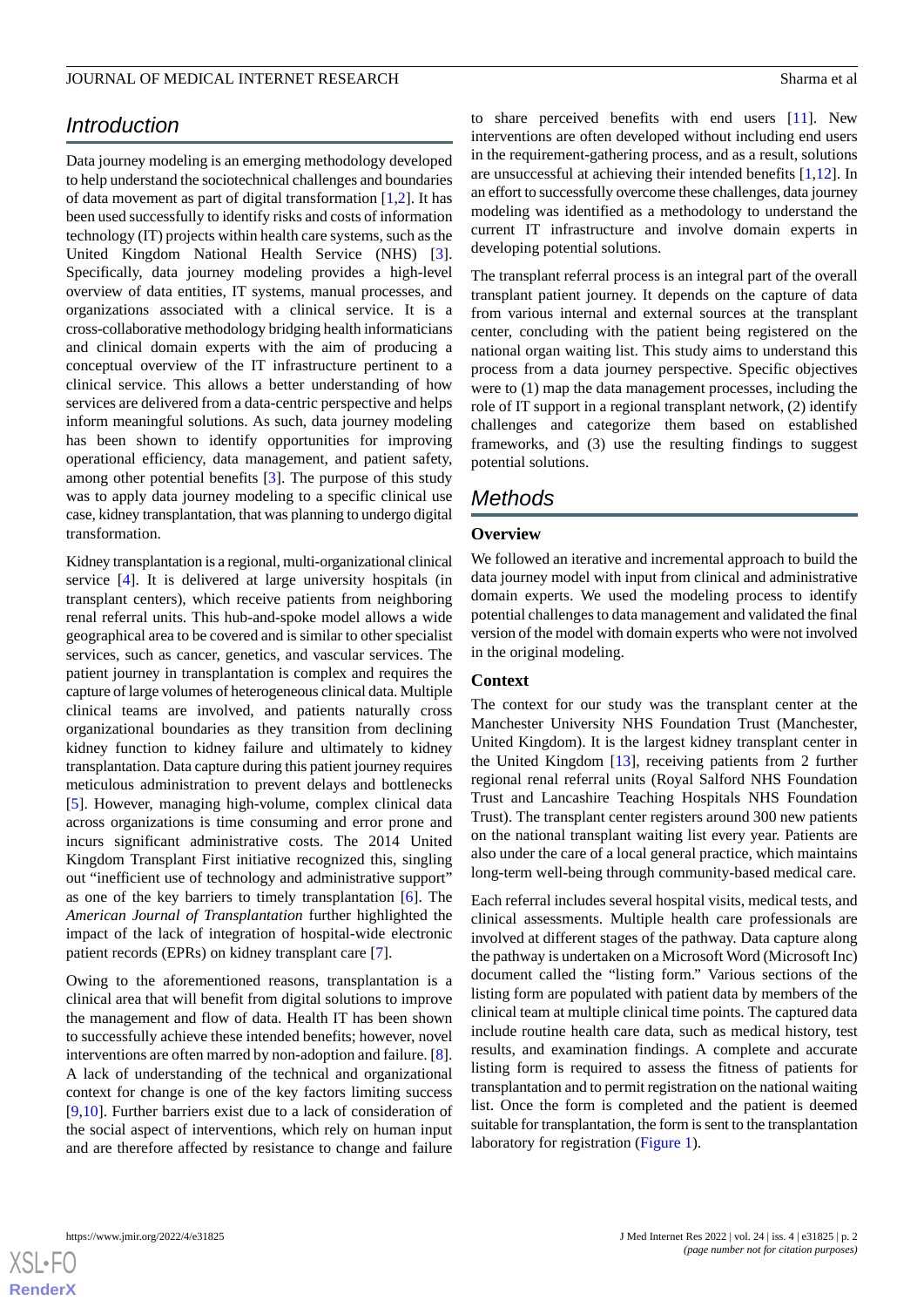## Introduction

Data journey modeling is an emerging methodology developed to help understand the sociotechnical challenges and boundaries of data movement as part of digital transformation [1,2]. It has been used successfully to identify risks and costs of information technology (IT) projects within health care systems, such as the United Kingdom National Health Service (NHS) [3]. Specifically, data journey modeling provides a high-level overview of data entities, IT systems, manual processes, and organizations associated with a clinical service. It is a cross-collaborative methodology bridging health informaticians and clinical domain experts with the aim of producing a conceptual overview of the IT infrastructure pertinent to a clinical service. This allows a better understanding of how services are delivered from a data-centric perspective and helps inform meaningful solutions. As such, data journey modeling has been shown to identify opportunities for improving operational efficiency, data management, and patient safety, among other potential benefits [3]. The purpose of this study was to apply data journey modeling to a specific clinical use case, kidney transplantation, that was planning to undergo digital transformation.

Kidney transplantation is a regional, multi-organizational clinical service [4]. It is delivered at large university hospitals (in transplant centers), which receive patients from neighboring renal referral units. This hub-and-spoke model allows a wide geographical area to be covered and is similar to other specialist services, such as cancer, genetics, and vascular services. The patient journey in transplantation is complex and requires the capture of large volumes of heterogeneous clinical data. Multiple clinical teams are involved, and patients naturally cross organizational boundaries as they transition from declining kidney function to kidney failure and ultimately to kidney transplantation. Data capture during this patient journey requires meticulous administration to prevent delays and bottlenecks [5]. However, managing high-volume, complex clinical data across organizations is time consuming and error prone and incurs significant administrative costs. The 2014 United Kingdom Transplant First initiative recognized this, singling out "inefficient use of technology and administrative support" as one of the key barriers to timely transplantation [6]. The *American Journal of Transplantation* further highlighted the impact of the lack of integration of hospital-wide electronic patient records (EPRs) on kidney transplant care [7].

Owing to the aforementioned reasons, transplantation is a clinical area that will benefit from digital solutions to improve the management and flow of data. Health IT has been shown to successfully achieve these intended benefits; however, novel interventions are often marred by non-adoption and failure. [8]. A lack of understanding of the technical and organizational context for change is one of the key factors limiting success [9,10]. Further barriers exist due to a lack of consideration of the social aspect of interventions, which rely on human input and are therefore affected by resistance to change and failure to share perceived benefits with end users [11]. New interventions are often developed without including end users in the requirement-gathering process, and as a result, solutions are unsuccessful at achieving their intended benefits [1,12]. In an effort to successfully overcome these challenges, data journey modeling was identified as a methodology to understand the current IT infrastructure and involve domain experts in developing potential solutions.

The transplant referral process is an integral part of the overall transplant patient journey. It depends on the capture of data from various internal and external sources at the transplant center, concluding with the patient being registered on the national organ waiting list. This study aims to understand this process from a data journey perspective. Specific objectives were to (1) map the data management processes, including the role of IT support in a regional transplant network, (2) identify challenges and categorize them based on established frameworks, and (3) use the resulting findings to suggest potential solutions.

## Methods

### Overview

We followed an iterative and incremental approach to build the data journey model with input from clinical and administrative domain experts. We used the modeling process to identify potential challenges to data management and validated the final version of the model with domain experts who were not involved in the original modeling.

### Context

The context for our study was the transplant center at the Manchester University NHS Foundation Trust (Manchester, United Kingdom). It is the largest kidney transplant center in the United Kingdom [13], receiving patients from 2 further regional renal referral units (Royal Salford NHS Foundation Trust and Lancashire Teaching Hospitals NHS Foundation Trust). The transplant center registers around 300 new patients on the national transplant waiting list every year. Patients are also under the care of a local general practice, which maintains long-term well-being through community-based medical care.

Each referral includes several hospital visits, medical tests, and clinical assessments. Multiple health care professionals are involved at different stages of the pathway. Data capture along the pathway is undertaken on a Microsoft Word (Microsoft Inc) document called the "listing form." Various sections of the listing form are populated with patient data by members of the clinical team at multiple clinical time points. The captured data include routine health care data, such as medical history, test results, and examination findings. A complete and accurate listing form is required to assess the fitness of patients for transplantation and to permit registration on the national waiting list. Once the form is completed and the patient is deemed suitable for transplantation, the form is sent to the transplantation laboratory for registration (Figure 1).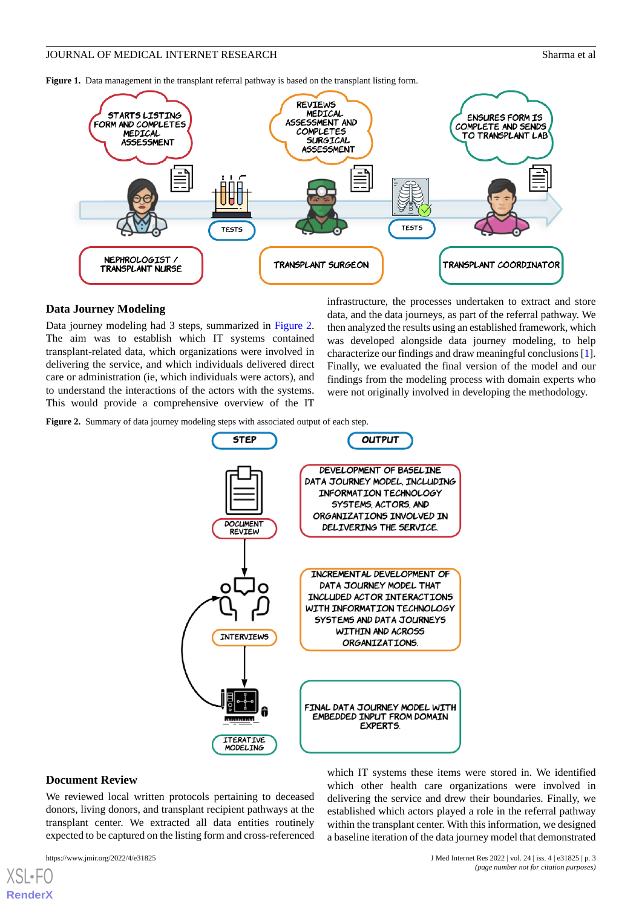**Figure 1.** Data management in the transplant referral pathway is based on the transplant listing form.

## Data Journey Modeling

Data journey modeling had 3 steps, summarized in Figure 2. The aim was to establish which IT systems contained transplant-related data, which organizations were involved in delivering the service, and which individuals delivered direct care or administration (ie, which individuals were actors), and to understand the interactions of the actors with the systems. This would provide a comprehensive overview of the IT infrastructure, the processes undertaken to extract and store data, and the data journeys, as part of the referral pathway. We then analyzed the results using an established framework, which was developed alongside data journey modeling, to help characterize our findings and draw meaningful conclusions [1]. Finally, we evaluated the final version of the model and our findings from the modeling process with domain experts who were not originally involved in developing the methodology.

**Figure 2.** Summary of data journey modeling steps with associated output of each step.

## Document Review

We reviewed local written protocols pertaining to deceased donors, living donors, and transplant recipient pathways at the transplant center. We extracted all data entities routinely expected to be captured on the listing form and cross-referenced which IT systems these items were stored in. We identified which other health care organizations were involved in delivering the service and drew their boundaries. Finally, we established which actors played a role in the referral pathway within the transplant center. With this information, we designed a baseline iteration of the data journey model that demonstrated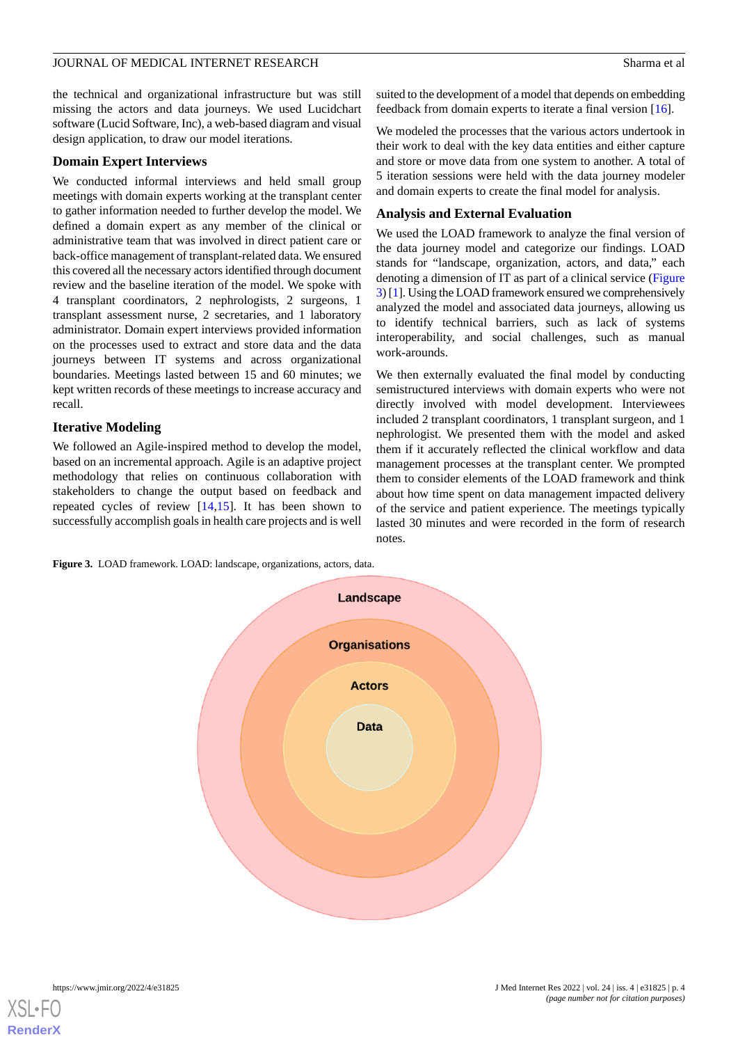the technical and organizational infrastructure but was still missing the actors and data journeys. We used Lucidchart software (Lucid Software, Inc), a web-based diagram and visual design application, to draw our model iterations.

### Domain Expert Interviews

We conducted informal interviews and held small group meetings with domain experts working at the transplant center to gather information needed to further develop the model. We defined a domain expert as any member of the clinical or administrative team that was involved in direct patient care or back-office management of transplant-related data. We ensured this covered all the necessary actors identified through document review and the baseline iteration of the model. We spoke with 4 transplant coordinators, 2 nephrologists, 2 surgeons, 1 transplant assessment nurse, 2 secretaries, and 1 laboratory administrator. Domain expert interviews provided information on the processes used to extract and store data and the data journeys between IT systems and across organizational boundaries. Meetings lasted between 15 and 60 minutes; we kept written records of these meetings to increase accuracy and recall.

### Iterative Modeling

We followed an Agile-inspired method to develop the model, based on an incremental approach. Agile is an adaptive project methodology that relies on continuous collaboration with stakeholders to change the output based on feedback and repeated cycles of review [14,15]. It has been shown to successfully accomplish goals in health care projects and is well suited to the development of a model that depends on embedding feedback from domain experts to iterate a final version [16].

We modeled the processes that the various actors undertook in their work to deal with the key data entities and either capture and store or move data from one system to another. A total of 5 iteration sessions were held with the data journey modeler and domain experts to create the final model for analysis.

### Analysis and External Evaluation

We used the LOAD framework to analyze the final version of the data journey model and categorize our findings. LOAD stands for "landscape, organization, actors, and data," each denoting a dimension of IT as part of a clinical service (Figure 3) [1]. Using the LOAD framework ensured we comprehensively analyzed the model and associated data journeys, allowing us to identify technical barriers, such as lack of systems interoperability, and social challenges, such as manual work-arounds.

We then externally evaluated the final model by conducting semistructured interviews with domain experts who were not directly involved with model development. Interviewees included 2 transplant coordinators, 1 transplant surgeon, and 1 nephrologist. We presented them with the model and asked them if it accurately reflected the clinical workflow and data management processes at the transplant center. We prompted them to consider elements of the LOAD framework and think about how time spent on data management impacted delivery of the service and patient experience. The meetings typically lasted 30 minutes and were recorded in the form of research notes.

**Figure 3.** LOAD framework. LOAD: landscape, organizations, actors, data.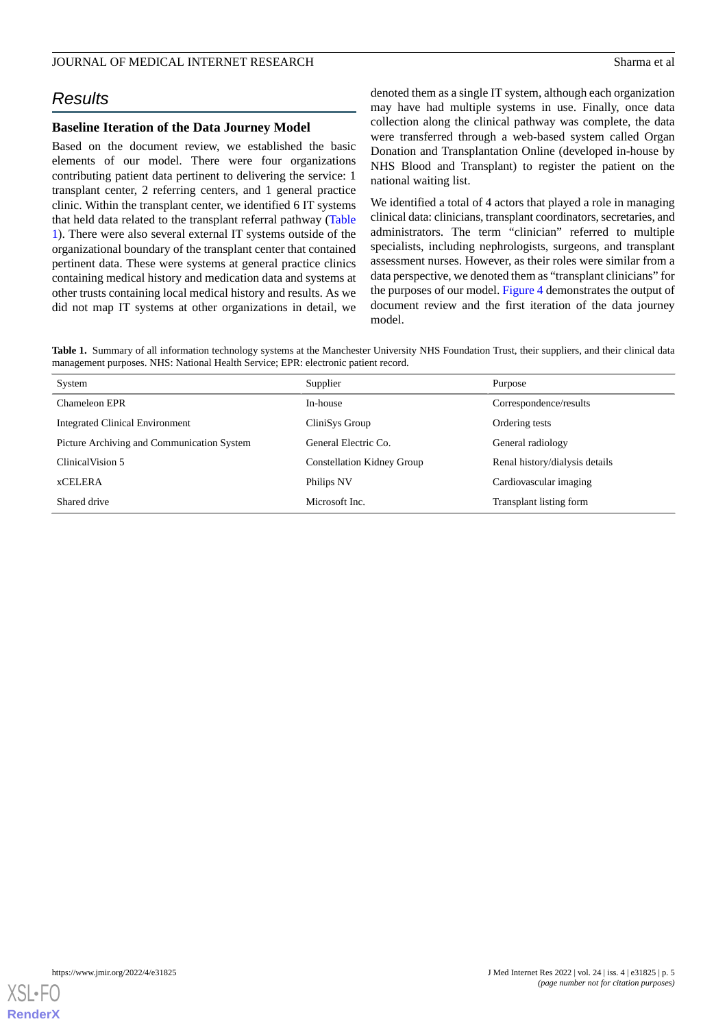## Results

### Baseline Iteration of the Data Journey Model

Based on the document review, we established the basic elements of our model. There were four organizations contributing patient data pertinent to delivering the service: 1 transplant center, 2 referring centers, and 1 general practice clinic. Within the transplant center, we identified 6 IT systems that held data related to the transplant referral pathway (Table 1). There were also several external IT systems outside of the organizational boundary of the transplant center that contained pertinent data. These were systems at general practice clinics containing medical history and medication data and systems at other trusts containing local medical history and results. As we did not map IT systems at other organizations in detail, we denoted them as a single IT system, although each organization may have had multiple systems in use. Finally, once data collection along the clinical pathway was complete, the data were transferred through a web-based system called Organ Donation and Transplantation Online (developed in-house by NHS Blood and Transplant) to register the patient on the national waiting list.

We identified a total of 4 actors that played a role in managing clinical data: clinicians, transplant coordinators, secretaries, and administrators. The term "clinician" referred to multiple specialists, including nephrologists, surgeons, and transplant assessment nurses. However, as their roles were similar from a data perspective, we denoted them as "transplant clinicians" for the purposes of our model. Figure 4 demonstrates the output of document review and the first iteration of the data journey model.

**Table 1.** Summary of all information technology systems at the Manchester University NHS Foundation Trust, their suppliers, and their clinical data management purposes. NHS: National Health Service; EPR: electronic patient record.

| System | Supplier | Purpose |
|---|---|---|
| Chameleon EPR | In-house | Correspondence/results |
| Integrated Clinical Environment | CliniSys Group | Ordering tests |
| Picture Archiving and Communication System | General Electric Co. | General radiology |
| ClinicalVision 5 | Constellation Kidney Group | Renal history/dialysis details |
| xCELERA | Philips NV | Cardiovascular imaging |
| Shared drive | Microsoft Inc. | Transplant listing form |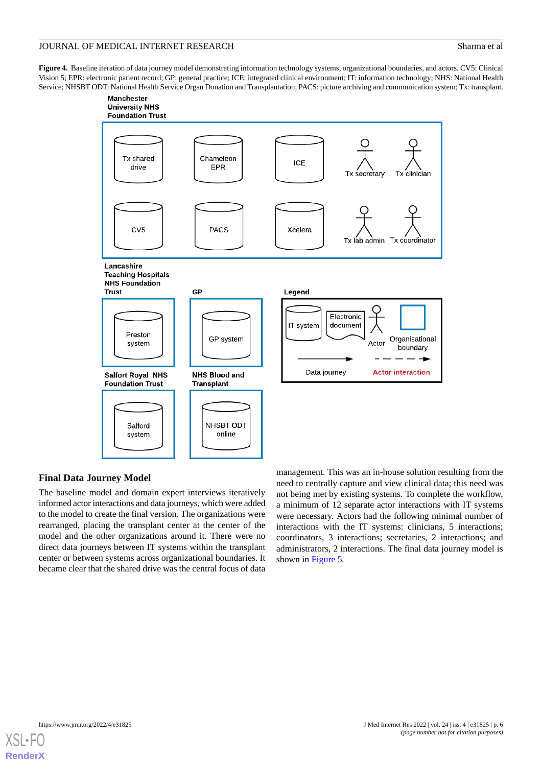**Figure 4.** Baseline iteration of data journey model demonstrating information technology systems, organizational boundaries, and actors. CV5: Clinical Vision 5; EPR: electronic patient record; GP: general practice; ICE: integrated clinical environment; IT: information technology; NHS: National Health Service; NHSBT ODT: National Health Service Organ Donation and Transplantation; PACS: picture archiving and communication system; Tx: transplant.

### Final Data Journey Model

The baseline model and domain expert interviews iteratively informed actor interactions and data journeys, which were added to the model to create the final version. The organizations were rearranged, placing the transplant center at the center of the model and the other organizations around it. There were no direct data journeys between IT systems within the transplant center or between systems across organizational boundaries. It became clear that the shared drive was the central focus of data management. This was an in-house solution resulting from the need to centrally capture and view clinical data; this need was not being met by existing systems. To complete the workflow, a minimum of 12 separate actor interactions with IT systems were necessary. Actors had the following minimal number of interactions with the IT systems: clinicians, 5 interactions; coordinators, 3 interactions; secretaries, 2 interactions; and administrators, 2 interactions. The final data journey model is shown in Figure 5.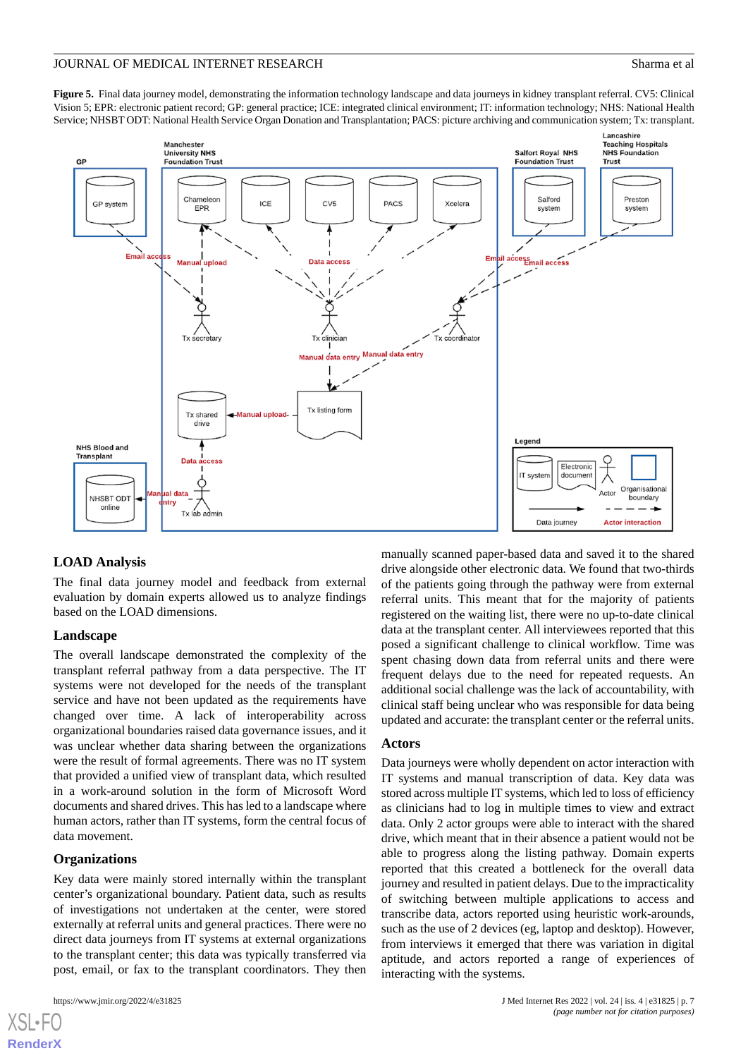**Figure 5.** Final data journey model, demonstrating the information technology landscape and data journeys in kidney transplant referral. CV5: Clinical Vision 5; EPR: electronic patient record; GP: general practice; ICE: integrated clinical environment; IT: information technology; NHS: National Health Service; NHSBT ODT: National Health Service Organ Donation and Transplantation; PACS: picture archiving and communication system; Tx: transplant.

## LOAD Analysis

The final data journey model and feedback from external evaluation by domain experts allowed us to analyze findings based on the LOAD dimensions.

### Landscape

The overall landscape demonstrated the complexity of the transplant referral pathway from a data perspective. The IT systems were not developed for the needs of the transplant service and have not been updated as the requirements have changed over time. A lack of interoperability across organizational boundaries raised data governance issues, and it was unclear whether data sharing between the organizations were the result of formal agreements. There was no IT system that provided a unified view of transplant data, which resulted in a work-around solution in the form of Microsoft Word documents and shared drives. This has led to a landscape where human actors, rather than IT systems, form the central focus of data movement.

### Organizations

Key data were mainly stored internally within the transplant center's organizational boundary. Patient data, such as results of investigations not undertaken at the center, were stored externally at referral units and general practices. There were no direct data journeys from IT systems at external organizations to the transplant center; this data was typically transferred via post, email, or fax to the transplant coordinators. They then manually scanned paper-based data and saved it to the shared drive alongside other electronic data. We found that two-thirds of the patients going through the pathway were from external referral units. This meant that for the majority of patients registered on the waiting list, there were no up-to-date clinical data at the transplant center. All interviewees reported that this posed a significant challenge to clinical workflow. Time was spent chasing down data from referral units and there were frequent delays due to the need for repeated requests. An additional social challenge was the lack of accountability, with clinical staff being unclear who was responsible for data being updated and accurate: the transplant center or the referral units.

### Actors

Data journeys were wholly dependent on actor interaction with IT systems and manual transcription of data. Key data was stored across multiple IT systems, which led to loss of efficiency as clinicians had to log in multiple times to view and extract data. Only 2 actor groups were able to interact with the shared drive, which meant that in their absence a patient would not be able to progress along the listing pathway. Domain experts reported that this created a bottleneck for the overall data journey and resulted in patient delays. Due to the impracticality of switching between multiple applications to access and transcribe data, actors reported using heuristic work-arounds, such as the use of 2 devices (eg, laptop and desktop). However, from interviews it emerged that there was variation in digital aptitude, and actors reported a range of experiences of interacting with the systems.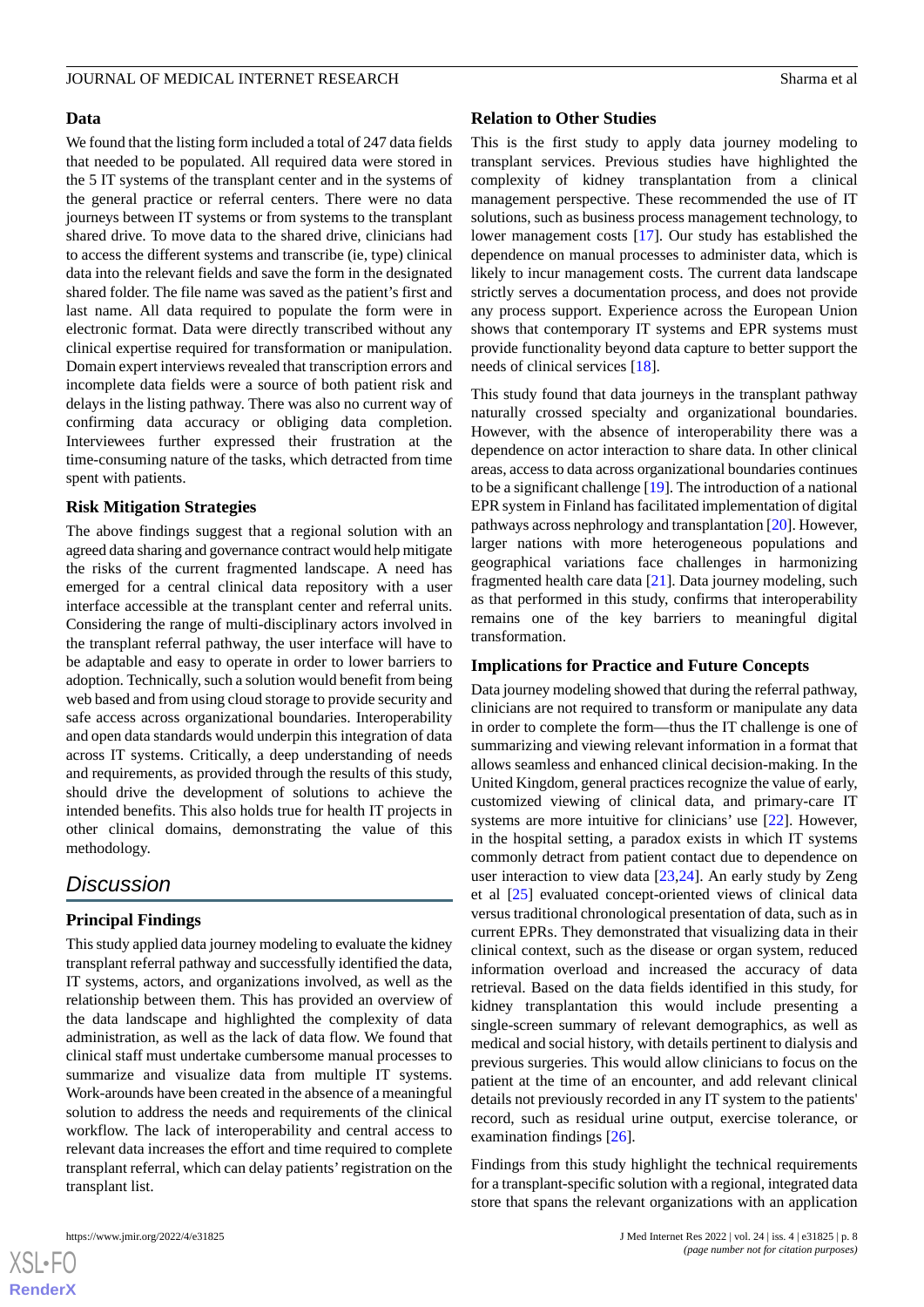### Data

We found that the listing form included a total of 247 data fields that needed to be populated. All required data were stored in the 5 IT systems of the transplant center and in the systems of the general practice or referral centers. There were no data journeys between IT systems or from systems to the transplant shared drive. To move data to the shared drive, clinicians had to access the different systems and transcribe (ie, type) clinical data into the relevant fields and save the form in the designated shared folder. The file name was saved as the patient's first and last name. All data required to populate the form were in electronic format. Data were directly transcribed without any clinical expertise required for transformation or manipulation. Domain expert interviews revealed that transcription errors and incomplete data fields were a source of both patient risk and delays in the listing pathway. There was also no current way of confirming data accuracy or obliging data completion. Interviewees further expressed their frustration at the time-consuming nature of the tasks, which detracted from time spent with patients.

### Risk Mitigation Strategies

The above findings suggest that a regional solution with an agreed data sharing and governance contract would help mitigate the risks of the current fragmented landscape. A need has emerged for a central clinical data repository with a user interface accessible at the transplant center and referral units. Considering the range of multi-disciplinary actors involved in the transplant referral pathway, the user interface will have to be adaptable and easy to operate in order to lower barriers to adoption. Technically, such a solution would benefit from being web based and from using cloud storage to provide security and safe access across organizational boundaries. Interoperability and open data standards would underpin this integration of data across IT systems. Critically, a deep understanding of needs and requirements, as provided through the results of this study, should drive the development of solutions to achieve the intended benefits. This also holds true for health IT projects in other clinical domains, demonstrating the value of this methodology.

## Discussion

### Principal Findings

This study applied data journey modeling to evaluate the kidney transplant referral pathway and successfully identified the data, IT systems, actors, and organizations involved, as well as the relationship between them. This has provided an overview of the data landscape and highlighted the complexity of data administration, as well as the lack of data flow. We found that clinical staff must undertake cumbersome manual processes to summarize and visualize data from multiple IT systems. Work-arounds have been created in the absence of a meaningful solution to address the needs and requirements of the clinical workflow. The lack of interoperability and central access to relevant data increases the effort and time required to complete transplant referral, which can delay patients' registration on the transplant list.

### Relation to Other Studies

This is the first study to apply data journey modeling to transplant services. Previous studies have highlighted the complexity of kidney transplantation from a clinical management perspective. These recommended the use of IT solutions, such as business process management technology, to lower management costs [17]. Our study has established the dependence on manual processes to administer data, which is likely to incur management costs. The current data landscape strictly serves a documentation process, and does not provide any process support. Experience across the European Union shows that contemporary IT systems and EPR systems must provide functionality beyond data capture to better support the needs of clinical services [18].

This study found that data journeys in the transplant pathway naturally crossed specialty and organizational boundaries. However, with the absence of interoperability there was a dependence on actor interaction to share data. In other clinical areas, access to data across organizational boundaries continues to be a significant challenge [19]. The introduction of a national EPR system in Finland has facilitated implementation of digital pathways across nephrology and transplantation [20]. However, larger nations with more heterogeneous populations and geographical variations face challenges in harmonizing fragmented health care data [21]. Data journey modeling, such as that performed in this study, confirms that interoperability remains one of the key barriers to meaningful digital transformation.

### Implications for Practice and Future Concepts

Data journey modeling showed that during the referral pathway, clinicians are not required to transform or manipulate any data in order to complete the form—thus the IT challenge is one of summarizing and viewing relevant information in a format that allows seamless and enhanced clinical decision-making. In the United Kingdom, general practices recognize the value of early, customized viewing of clinical data, and primary-care IT systems are more intuitive for clinicians' use [22]. However, in the hospital setting, a paradox exists in which IT systems commonly detract from patient contact due to dependence on user interaction to view data [23,24]. An early study by Zeng et al [25] evaluated concept-oriented views of clinical data versus traditional chronological presentation of data, such as in current EPRs. They demonstrated that visualizing data in their clinical context, such as the disease or organ system, reduced information overload and increased the accuracy of data retrieval. Based on the data fields identified in this study, for kidney transplantation this would include presenting a single-screen summary of relevant demographics, as well as medical and social history, with details pertinent to dialysis and previous surgeries. This would allow clinicians to focus on the patient at the time of an encounter, and add relevant clinical details not previously recorded in any IT system to the patients' record, such as residual urine output, exercise tolerance, or examination findings [26].

Findings from this study highlight the technical requirements for a transplant-specific solution with a regional, integrated data store that spans the relevant organizations with an application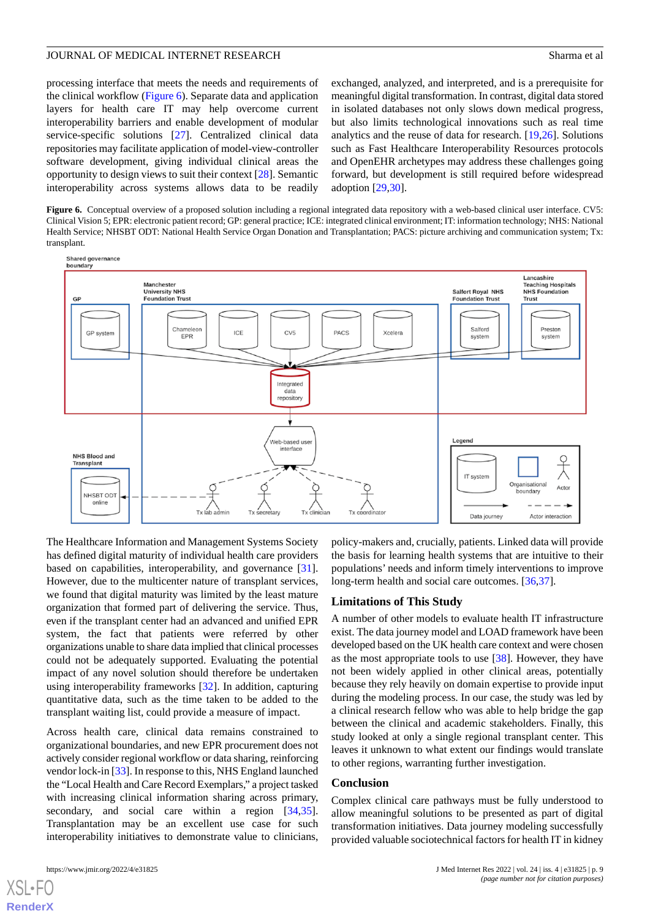processing interface that meets the needs and requirements of the clinical workflow (Figure 6). Separate data and application layers for health care IT may help overcome current interoperability barriers and enable development of modular service-specific solutions [27]. Centralized clinical data repositories may facilitate application of model-view-controller software development, giving individual clinical areas the opportunity to design views to suit their context [28]. Semantic interoperability across systems allows data to be readily exchanged, analyzed, and interpreted, and is a prerequisite for meaningful digital transformation. In contrast, digital data stored in isolated databases not only slows down medical progress, but also limits technological innovations such as real time analytics and the reuse of data for research. [19,26]. Solutions such as Fast Healthcare Interoperability Resources protocols and OpenEHR archetypes may address these challenges going forward, but development is still required before widespread adoption [29,30].

**Figure 6.** Conceptual overview of a proposed solution including a regional integrated data repository with a web-based clinical user interface. CV5: Clinical Vision 5; EPR: electronic patient record; GP: general practice; ICE: integrated clinical environment; IT: information technology; NHS: National Health Service; NHSBT ODT: National Health Service Organ Donation and Transplantation; PACS: picture archiving and communication system; Tx: transplant.

The Healthcare Information and Management Systems Society has defined digital maturity of individual health care providers based on capabilities, interoperability, and governance [31]. However, due to the multicenter nature of transplant services, we found that digital maturity was limited by the least mature organization that formed part of delivering the service. Thus, even if the transplant center had an advanced and unified EPR system, the fact that patients were referred by other organizations unable to share data implied that clinical processes could not be adequately supported. Evaluating the potential impact of any novel solution should therefore be undertaken using interoperability frameworks [32]. In addition, capturing quantitative data, such as the time taken to be added to the transplant waiting list, could provide a measure of impact.

Across health care, clinical data remains constrained to organizational boundaries, and new EPR procurement does not actively consider regional workflow or data sharing, reinforcing vendor lock-in [33]. In response to this, NHS England launched the "Local Health and Care Record Exemplars," a project tasked with increasing clinical information sharing across primary, secondary, and social care within a region [34,35]. Transplantation may be an excellent use case for such interoperability initiatives to demonstrate value to clinicians, policy-makers and, crucially, patients. Linked data will provide the basis for learning health systems that are intuitive to their populations' needs and inform timely interventions to improve long-term health and social care outcomes. [36,37].

## Limitations of This Study

A number of other models to evaluate health IT infrastructure exist. The data journey model and LOAD framework have been developed based on the UK health care context and were chosen as the most appropriate tools to use [38]. However, they have not been widely applied in other clinical areas, potentially because they rely heavily on domain expertise to provide input during the modeling process. In our case, the study was led by a clinical research fellow who was able to help bridge the gap between the clinical and academic stakeholders. Finally, this study looked at only a single regional transplant center. This leaves it unknown to what extent our findings would translate to other regions, warranting further investigation.

## Conclusion

Complex clinical care pathways must be fully understood to allow meaningful solutions to be presented as part of digital transformation initiatives. Data journey modeling successfully provided valuable sociotechnical factors for health IT in kidney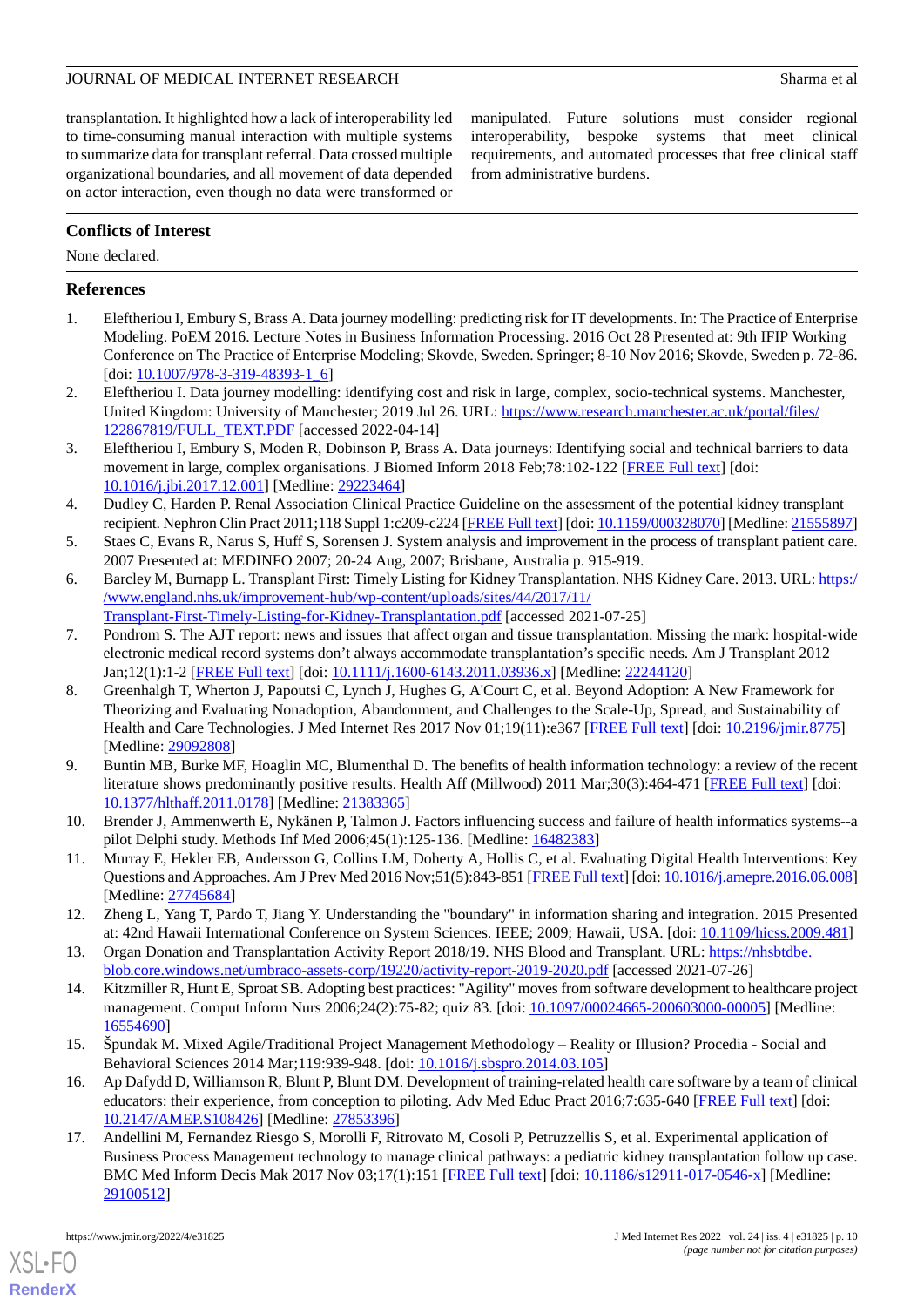transplantation. It highlighted how a lack of interoperability led to time-consuming manual interaction with multiple systems to summarize data for transplant referral. Data crossed multiple organizational boundaries, and all movement of data depended on actor interaction, even though no data were transformed or manipulated. Future solutions must consider regional interoperability, bespoke systems that meet clinical requirements, and automated processes that free clinical staff from administrative burdens.

## Conflicts of Interest

None declared.

## References

1. Eleftheriou I, Embury S, Brass A. Data journey modelling: predicting risk for IT developments. In: The Practice of Enterprise Modeling. PoEM 2016. Lecture Notes in Business Information Processing. 2016 Oct 28 Presented at: 9th IFIP Working Conference on The Practice of Enterprise Modeling; Skovde, Sweden. Springer; 8-10 Nov 2016; Skovde, Sweden p. 72-86. [doi: 10.1007/978-3-319-48393-1_6]
2. Eleftheriou I. Data journey modelling: identifying cost and risk in large, complex, socio-technical systems. Manchester, United Kingdom: University of Manchester; 2019 Jul 26. URL: https://www.research.manchester.ac.uk/portal/files/122867819/FULL_TEXT.PDF [accessed 2022-04-14]
3. Eleftheriou I, Embury S, Moden R, Dobinson P, Brass A. Data journeys: Identifying social and technical barriers to data movement in large, complex organisations. J Biomed Inform 2018 Feb;78:102-122 [FREE Full text] [doi: 10.1016/j.jbi.2017.12.001] [Medline: 29223464]
4. Dudley C, Harden P. Renal Association Clinical Practice Guideline on the assessment of the potential kidney transplant recipient. Nephron Clin Pract 2011;118 Suppl 1:c209-c224 [FREE Full text] [doi: 10.1159/000328070] [Medline: 21555897]
5. Staes C, Evans R, Narus S, Huff S, Sorensen J. System analysis and improvement in the process of transplant patient care. 2007 Presented at: MEDINFO 2007; 20-24 Aug, 2007; Brisbane, Australia p. 915-919.
6. Barcley M, Burnapp L. Transplant First: Timely Listing for Kidney Transplantation. NHS Kidney Care. 2013. URL: https://www.england.nhs.uk/improvement-hub/wp-content/uploads/sites/44/2017/11/Transplant-First-Timely-Listing-for-Kidney-Transplantation.pdf [accessed 2021-07-25]
7. Pondrom S. The AJT report: news and issues that affect organ and tissue transplantation. Missing the mark: hospital-wide electronic medical record systems don't always accommodate transplantation's specific needs. Am J Transplant 2012 Jan;12(1):1-2 [FREE Full text] [doi: 10.1111/j.1600-6143.2011.03936.x] [Medline: 22244120]
8. Greenhalgh T, Wherton J, Papoutsi C, Lynch J, Hughes G, A'Court C, et al. Beyond Adoption: A New Framework for Theorizing and Evaluating Nonadoption, Abandonment, and Challenges to the Scale-Up, Spread, and Sustainability of Health and Care Technologies. J Med Internet Res 2017 Nov 01;19(11):e367 [FREE Full text] [doi: 10.2196/jmir.8775] [Medline: 29092808]
9. Buntin MB, Burke MF, Hoaglin MC, Blumenthal D. The benefits of health information technology: a review of the recent literature shows predominantly positive results. Health Aff (Millwood) 2011 Mar;30(3):464-471 [FREE Full text] [doi: 10.1377/hlthaff.2011.0178] [Medline: 21383365]
10. Brender J, Ammenwerth E, Nykänen P, Talmon J. Factors influencing success and failure of health informatics systems--a pilot Delphi study. Methods Inf Med 2006;45(1):125-136. [Medline: 16482383]
11. Murray E, Hekler EB, Andersson G, Collins LM, Doherty A, Hollis C, et al. Evaluating Digital Health Interventions: Key Questions and Approaches. Am J Prev Med 2016 Nov;51(5):843-851 [FREE Full text] [doi: 10.1016/j.amepre.2016.06.008] [Medline: 27745684]
12. Zheng L, Yang T, Pardo T, Jiang Y. Understanding the "boundary" in information sharing and integration. 2015 Presented at: 42nd Hawaii International Conference on System Sciences. IEEE; 2009; Hawaii, USA. [doi: 10.1109/hicss.2009.481]
13. Organ Donation and Transplantation Activity Report 2018/19. NHS Blood and Transplant. URL: https://nhsbtdbe.blob.core.windows.net/umbraco-assets-corp/19220/activity-report-2019-2020.pdf [accessed 2021-07-26]
14. Kitzmiller R, Hunt E, Sproat SB. Adopting best practices: "Agility" moves from software development to healthcare project management. Comput Inform Nurs 2006;24(2):75-82; quiz 83. [doi: 10.1097/00024665-200603000-00005] [Medline: 16554690]
15. Špundak M. Mixed Agile/Traditional Project Management Methodology – Reality or Illusion? Procedia - Social and Behavioral Sciences 2014 Mar;119:939-948. [doi: 10.1016/j.sbspro.2014.03.105]
16. Ap Dafydd D, Williamson R, Blunt P, Blunt DM. Development of training-related health care software by a team of clinical educators: their experience, from conception to piloting. Adv Med Educ Pract 2016;7:635-640 [FREE Full text] [doi: 10.2147/AMEP.S108426] [Medline: 27853396]
17. Andellini M, Fernandez Riesgo S, Morolli F, Ritrovato M, Cosoli P, Petruzzellis S, et al. Experimental application of Business Process Management technology to manage clinical pathways: a pediatric kidney transplantation follow up case. BMC Med Inform Decis Mak 2017 Nov 03;17(1):151 [FREE Full text] [doi: 10.1186/s12911-017-0546-x] [Medline: 29100512]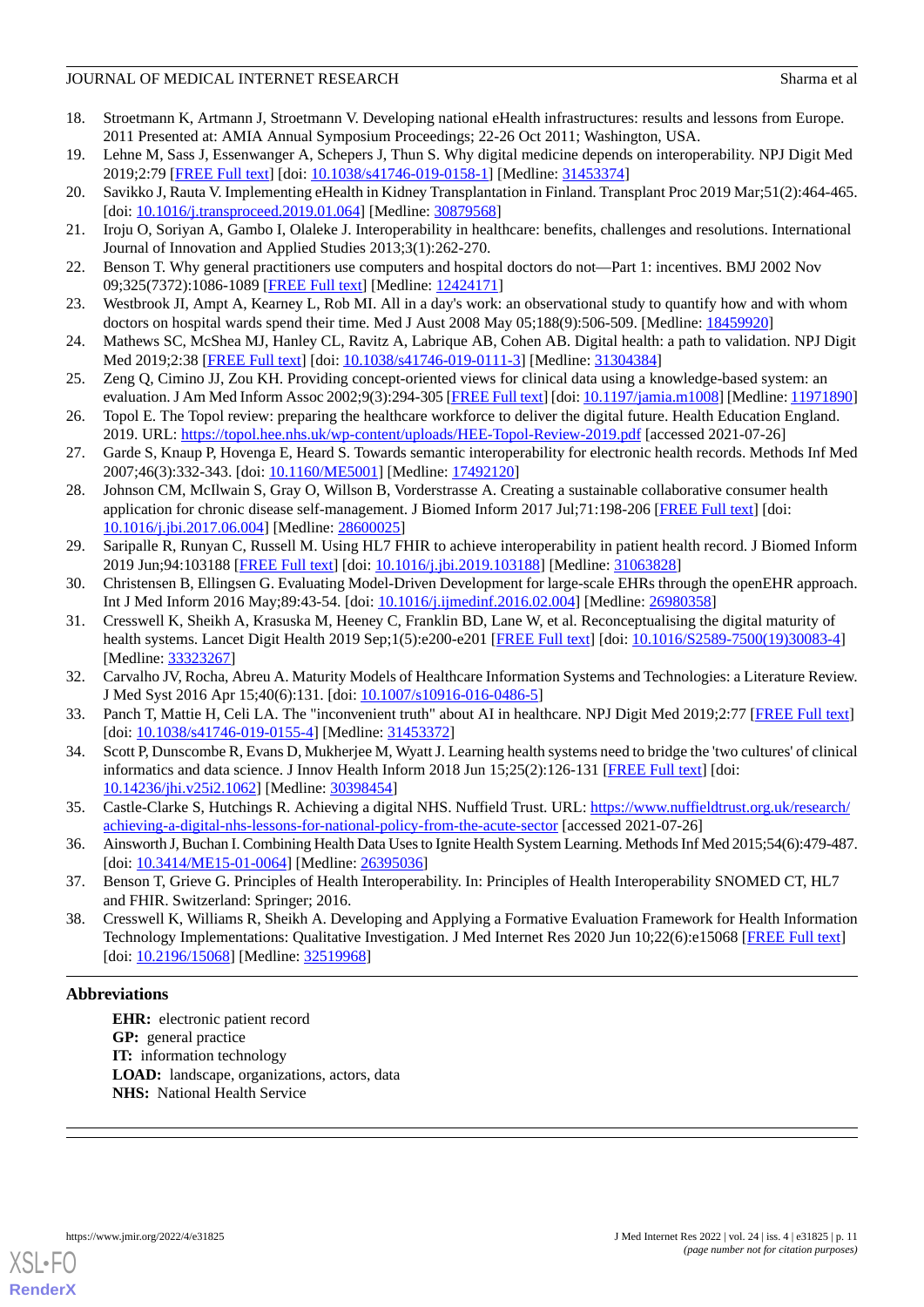18. Stroetmann K, Artmann J, Stroetmann V. Developing national eHealth infrastructures: results and lessons from Europe. 2011 Presented at: AMIA Annual Symposium Proceedings; 22-26 Oct 2011; Washington, USA.
19. Lehne M, Sass J, Essenwanger A, Schepers J, Thun S. Why digital medicine depends on interoperability. NPJ Digit Med 2019;2:79 [FREE Full text] [doi: 10.1038/s41746-019-0158-1] [Medline: 31453374]
20. Savikko J, Rauta V. Implementing eHealth in Kidney Transplantation in Finland. Transplant Proc 2019 Mar;51(2):464-465. [doi: 10.1016/j.transproceed.2019.01.064] [Medline: 30879568]
21. Iroju O, Soriyan A, Gambo I, Olaleke J. Interoperability in healthcare: benefits, challenges and resolutions. International Journal of Innovation and Applied Studies 2013;3(1):262-270.
22. Benson T. Why general practitioners use computers and hospital doctors do not—Part 1: incentives. BMJ 2002 Nov 09;325(7372):1086-1089 [FREE Full text] [Medline: 12424171]
23. Westbrook JI, Ampt A, Kearney L, Rob MI. All in a day's work: an observational study to quantify how and with whom doctors on hospital wards spend their time. Med J Aust 2008 May 05;188(9):506-509. [Medline: 18459920]
24. Mathews SC, McShea MJ, Hanley CL, Ravitz A, Labrique AB, Cohen AB. Digital health: a path to validation. NPJ Digit Med 2019;2:38 [FREE Full text] [doi: 10.1038/s41746-019-0111-3] [Medline: 31304384]
25. Zeng Q, Cimino JJ, Zou KH. Providing concept-oriented views for clinical data using a knowledge-based system: an evaluation. J Am Med Inform Assoc 2002;9(3):294-305 [FREE Full text] [doi: 10.1197/jamia.m1008] [Medline: 11971890]
26. Topol E. The Topol review: preparing the healthcare workforce to deliver the digital future. Health Education England. 2019. URL: https://topol.hee.nhs.uk/wp-content/uploads/HEE-Topol-Review-2019.pdf [accessed 2021-07-26]
27. Garde S, Knaup P, Hovenga E, Heard S. Towards semantic interoperability for electronic health records. Methods Inf Med 2007;46(3):332-343. [doi: 10.1160/ME5001] [Medline: 17492120]
28. Johnson CM, McIlwain S, Gray O, Willson B, Vorderstrasse A. Creating a sustainable collaborative consumer health application for chronic disease self-management. J Biomed Inform 2017 Jul;71:198-206 [FREE Full text] [doi: 10.1016/j.jbi.2017.06.004] [Medline: 28600025]
29. Saripalle R, Runyan C, Russell M. Using HL7 FHIR to achieve interoperability in patient health record. J Biomed Inform 2019 Jun;94:103188 [FREE Full text] [doi: 10.1016/j.jbi.2019.103188] [Medline: 31063828]
30. Christensen B, Ellingsen G. Evaluating Model-Driven Development for large-scale EHRs through the openEHR approach. Int J Med Inform 2016 May;89:43-54. [doi: 10.1016/j.ijmedinf.2016.02.004] [Medline: 26980358]
31. Cresswell K, Sheikh A, Krasuska M, Heeney C, Franklin BD, Lane W, et al. Reconceptualising the digital maturity of health systems. Lancet Digit Health 2019 Sep;1(5):e200-e201 [FREE Full text] [doi: 10.1016/S2589-7500(19)30083-4] [Medline: 33323267]
32. Carvalho JV, Rocha, Abreu A. Maturity Models of Healthcare Information Systems and Technologies: a Literature Review. J Med Syst 2016 Apr 15;40(6):131. [doi: 10.1007/s10916-016-0486-5]
33. Panch T, Mattie H, Celi LA. The "inconvenient truth" about AI in healthcare. NPJ Digit Med 2019;2:77 [FREE Full text] [doi: 10.1038/s41746-019-0155-4] [Medline: 31453372]
34. Scott P, Dunscombe R, Evans D, Mukherjee M, Wyatt J. Learning health systems need to bridge the 'two cultures' of clinical informatics and data science. J Innov Health Inform 2018 Jun 15;25(2):126-131 [FREE Full text] [doi: 10.14236/jhi.v25i2.1062] [Medline: 30398454]
35. Castle-Clarke S, Hutchings R. Achieving a digital NHS. Nuffield Trust. URL: https://www.nuffieldtrust.org.uk/research/achieving-a-digital-nhs-lessons-for-national-policy-from-the-acute-sector [accessed 2021-07-26]
36. Ainsworth J, Buchan I. Combining Health Data Uses to Ignite Health System Learning. Methods Inf Med 2015;54(6):479-487. [doi: 10.3414/ME15-01-0064] [Medline: 26395036]
37. Benson T, Grieve G. Principles of Health Interoperability. In: Principles of Health Interoperability SNOMED CT, HL7 and FHIR. Switzerland: Springer; 2016.
38. Cresswell K, Williams R, Sheikh A. Developing and Applying a Formative Evaluation Framework for Health Information Technology Implementations: Qualitative Investigation. J Med Internet Res 2020 Jun 10;22(6):e15068 [FREE Full text] [doi: 10.2196/15068] [Medline: 32519968]

## Abbreviations

**EHR:** electronic patient record
**GP:** general practice
**IT:** information technology
**LOAD:** landscape, organizations, actors, data
**NHS:** National Health Service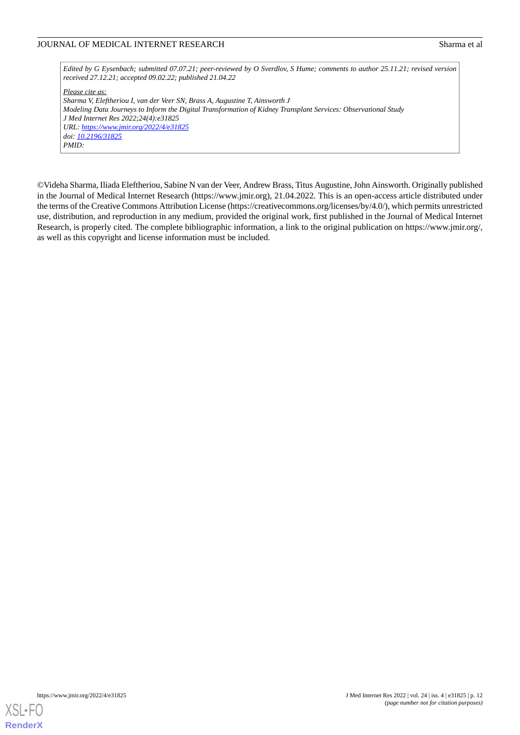*Edited by G Eysenbach; submitted 07.07.21; peer-reviewed by O Sverdlov, S Hume; comments to author 25.11.21; revised version received 27.12.21; accepted 09.02.22; published 21.04.22*

*Please cite as:*
*Sharma V, Eleftheriou I, van der Veer SN, Brass A, Augustine T, Ainsworth J*
*Modeling Data Journeys to Inform the Digital Transformation of Kidney Transplant Services: Observational Study*
*J Med Internet Res 2022;24(4):e31825*
*URL: https://www.jmir.org/2022/4/e31825*
*doi: 10.2196/31825*
*PMID:*

©Videha Sharma, Iliada Eleftheriou, Sabine N van der Veer, Andrew Brass, Titus Augustine, John Ainsworth. Originally published in the Journal of Medical Internet Research (https://www.jmir.org), 21.04.2022. This is an open-access article distributed under the terms of the Creative Commons Attribution License (https://creativecommons.org/licenses/by/4.0/), which permits unrestricted use, distribution, and reproduction in any medium, provided the original work, first published in the Journal of Medical Internet Research, is properly cited. The complete bibliographic information, a link to the original publication on https://www.jmir.org/, as well as this copyright and license information must be included.